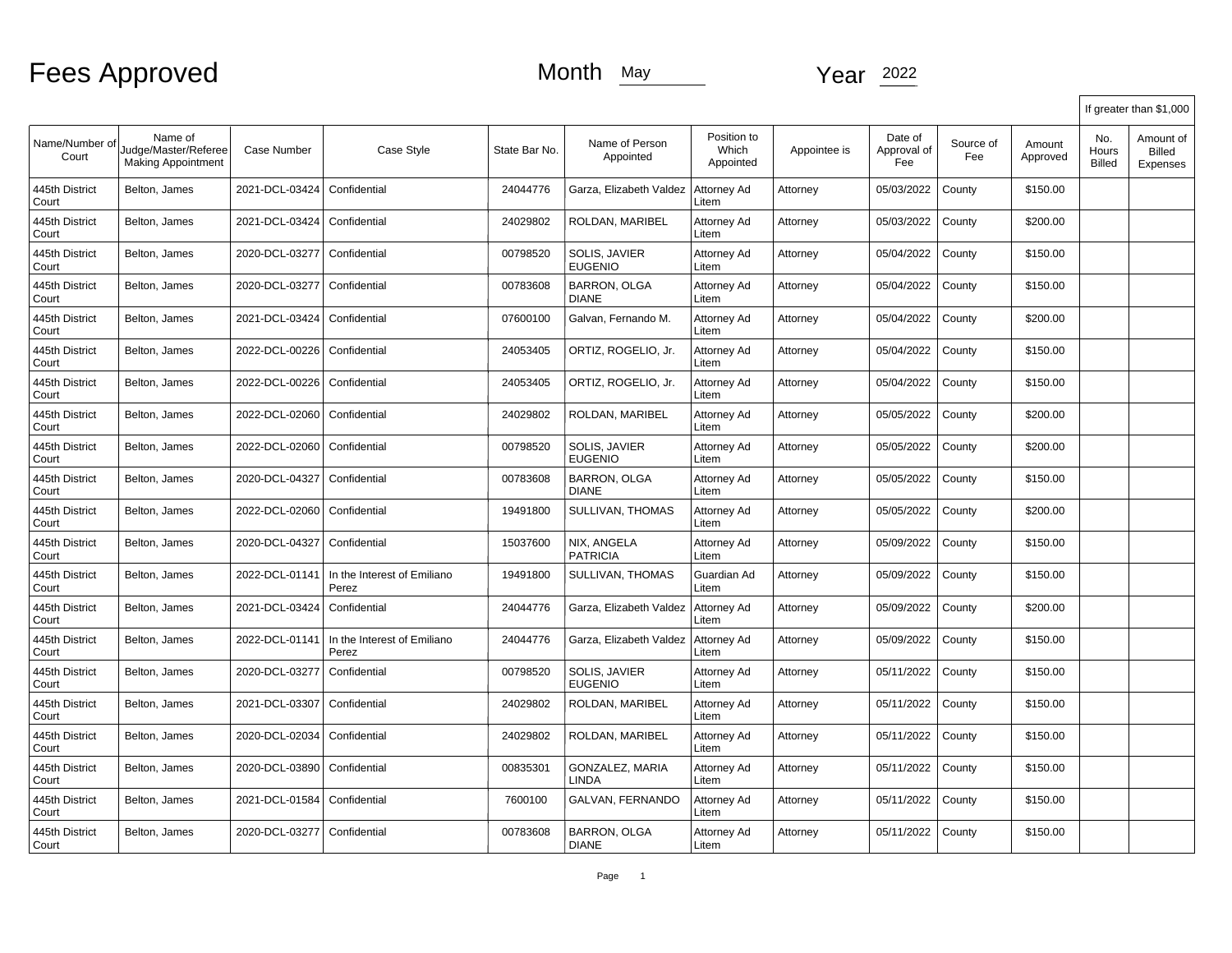# Fees Approved

Month May Year 2022

| Name/Number of Court | Name of Judge/Master/Referee Making Appointment | Case Number | Case Style | State Bar No. | Name of Person Appointed | Position to Which Appointed | Appointee is | Date of Approval of Fee | Source of Fee | Amount Approved | If greater than $1,000 No. Hours Billed | Amount of Billed Expenses |
|---|---|---|---|---|---|---|---|---|---|---|---|---|
| 445th District Court | Belton, James | 2021-DCL-03424 | Confidential | 24044776 | Garza, Elizabeth Valdez | Attorney Ad Litem | Attorney | 05/03/2022 | County | $150.00 | | |
| 445th District Court | Belton, James | 2021-DCL-03424 | Confidential | 24029802 | ROLDAN, MARIBEL | Attorney Ad Litem | Attorney | 05/03/2022 | County | $200.00 | | |
| 445th District Court | Belton, James | 2020-DCL-03277 | Confidential | 00798520 | SOLIS, JAVIER EUGENIO | Attorney Ad Litem | Attorney | 05/04/2022 | County | $150.00 | | |
| 445th District Court | Belton, James | 2020-DCL-03277 | Confidential | 00783608 | BARRON, OLGA DIANE | Attorney Ad Litem | Attorney | 05/04/2022 | County | $150.00 | | |
| 445th District Court | Belton, James | 2021-DCL-03424 | Confidential | 07600100 | Galvan, Fernando M. | Attorney Ad Litem | Attorney | 05/04/2022 | County | $200.00 | | |
| 445th District Court | Belton, James | 2022-DCL-00226 | Confidential | 24053405 | ORTIZ, ROGELIO, Jr. | Attorney Ad Litem | Attorney | 05/04/2022 | County | $150.00 | | |
| 445th District Court | Belton, James | 2022-DCL-00226 | Confidential | 24053405 | ORTIZ, ROGELIO, Jr. | Attorney Ad Litem | Attorney | 05/04/2022 | County | $150.00 | | |
| 445th District Court | Belton, James | 2022-DCL-02060 | Confidential | 24029802 | ROLDAN, MARIBEL | Attorney Ad Litem | Attorney | 05/05/2022 | County | $200.00 | | |
| 445th District Court | Belton, James | 2022-DCL-02060 | Confidential | 00798520 | SOLIS, JAVIER EUGENIO | Attorney Ad Litem | Attorney | 05/05/2022 | County | $200.00 | | |
| 445th District Court | Belton, James | 2020-DCL-04327 | Confidential | 00783608 | BARRON, OLGA DIANE | Attorney Ad Litem | Attorney | 05/05/2022 | County | $150.00 | | |
| 445th District Court | Belton, James | 2022-DCL-02060 | Confidential | 19491800 | SULLIVAN, THOMAS | Attorney Ad Litem | Attorney | 05/05/2022 | County | $200.00 | | |
| 445th District Court | Belton, James | 2020-DCL-04327 | Confidential | 15037600 | NIX, ANGELA PATRICIA | Attorney Ad Litem | Attorney | 05/09/2022 | County | $150.00 | | |
| 445th District Court | Belton, James | 2022-DCL-01141 | In the Interest of Emiliano Perez | 19491800 | SULLIVAN, THOMAS | Guardian Ad Litem | Attorney | 05/09/2022 | County | $150.00 | | |
| 445th District Court | Belton, James | 2021-DCL-03424 | Confidential | 24044776 | Garza, Elizabeth Valdez | Attorney Ad Litem | Attorney | 05/09/2022 | County | $200.00 | | |
| 445th District Court | Belton, James | 2022-DCL-01141 | In the Interest of Emiliano Perez | 24044776 | Garza, Elizabeth Valdez | Attorney Ad Litem | Attorney | 05/09/2022 | County | $150.00 | | |
| 445th District Court | Belton, James | 2020-DCL-03277 | Confidential | 00798520 | SOLIS, JAVIER EUGENIO | Attorney Ad Litem | Attorney | 05/11/2022 | County | $150.00 | | |
| 445th District Court | Belton, James | 2021-DCL-03307 | Confidential | 24029802 | ROLDAN, MARIBEL | Attorney Ad Litem | Attorney | 05/11/2022 | County | $150.00 | | |
| 445th District Court | Belton, James | 2020-DCL-02034 | Confidential | 24029802 | ROLDAN, MARIBEL | Attorney Ad Litem | Attorney | 05/11/2022 | County | $150.00 | | |
| 445th District Court | Belton, James | 2020-DCL-03890 | Confidential | 00835301 | GONZALEZ, MARIA LINDA | Attorney Ad Litem | Attorney | 05/11/2022 | County | $150.00 | | |
| 445th District Court | Belton, James | 2021-DCL-01584 | Confidential | 7600100 | GALVAN, FERNANDO | Attorney Ad Litem | Attorney | 05/11/2022 | County | $150.00 | | |
| 445th District Court | Belton, James | 2020-DCL-03277 | Confidential | 00783608 | BARRON, OLGA DIANE | Attorney Ad Litem | Attorney | 05/11/2022 | County | $150.00 | | |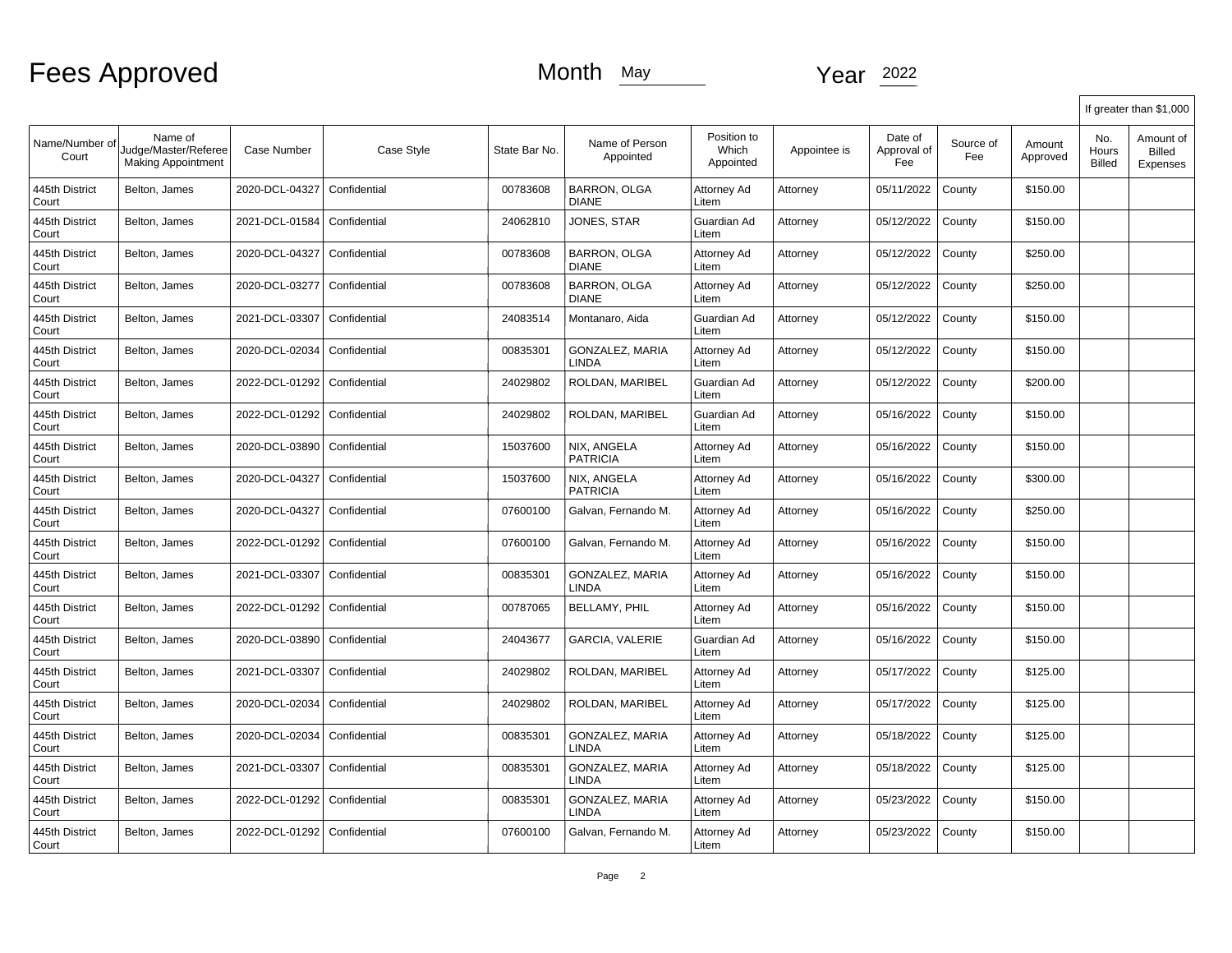# Fees Approved

Month May

Year 2022

| Name/Number of Court | Name of Judge/Master/Referee Making Appointment | Case Number | Case Style | State Bar No. | Name of Person Appointed | Position to Which Appointed | Appointee is | Date of Approval of Fee | Source of Fee | Amount Approved | If greater than $1,000 No. Hours Billed | Amount of Billed Expenses |
|---|---|---|---|---|---|---|---|---|---|---|---|---|
| 445th District Court | Belton, James | 2020-DCL-04327 | Confidential | 00783608 | BARRON, OLGA DIANE | Attorney Ad Litem | Attorney | 05/11/2022 | County | $150.00 | | |
| 445th District Court | Belton, James | 2021-DCL-01584 | Confidential | 24062810 | JONES, STAR | Guardian Ad Litem | Attorney | 05/12/2022 | County | $150.00 | | |
| 445th District Court | Belton, James | 2020-DCL-04327 | Confidential | 00783608 | BARRON, OLGA DIANE | Attorney Ad Litem | Attorney | 05/12/2022 | County | $250.00 | | |
| 445th District Court | Belton, James | 2020-DCL-03277 | Confidential | 00783608 | BARRON, OLGA DIANE | Attorney Ad Litem | Attorney | 05/12/2022 | County | $250.00 | | |
| 445th District Court | Belton, James | 2021-DCL-03307 | Confidential | 24083514 | Montanaro, Aida | Guardian Ad Litem | Attorney | 05/12/2022 | County | $150.00 | | |
| 445th District Court | Belton, James | 2020-DCL-02034 | Confidential | 00835301 | GONZALEZ, MARIA LINDA | Attorney Ad Litem | Attorney | 05/12/2022 | County | $150.00 | | |
| 445th District Court | Belton, James | 2022-DCL-01292 | Confidential | 24029802 | ROLDAN, MARIBEL | Guardian Ad Litem | Attorney | 05/12/2022 | County | $200.00 | | |
| 445th District Court | Belton, James | 2022-DCL-01292 | Confidential | 24029802 | ROLDAN, MARIBEL | Guardian Ad Litem | Attorney | 05/16/2022 | County | $150.00 | | |
| 445th District Court | Belton, James | 2020-DCL-03890 | Confidential | 15037600 | NIX, ANGELA PATRICIA | Attorney Ad Litem | Attorney | 05/16/2022 | County | $150.00 | | |
| 445th District Court | Belton, James | 2020-DCL-04327 | Confidential | 15037600 | NIX, ANGELA PATRICIA | Attorney Ad Litem | Attorney | 05/16/2022 | County | $300.00 | | |
| 445th District Court | Belton, James | 2020-DCL-04327 | Confidential | 07600100 | Galvan, Fernando M. | Attorney Ad Litem | Attorney | 05/16/2022 | County | $250.00 | | |
| 445th District Court | Belton, James | 2022-DCL-01292 | Confidential | 07600100 | Galvan, Fernando M. | Attorney Ad Litem | Attorney | 05/16/2022 | County | $150.00 | | |
| 445th District Court | Belton, James | 2021-DCL-03307 | Confidential | 00835301 | GONZALEZ, MARIA LINDA | Attorney Ad Litem | Attorney | 05/16/2022 | County | $150.00 | | |
| 445th District Court | Belton, James | 2022-DCL-01292 | Confidential | 00787065 | BELLAMY, PHIL | Attorney Ad Litem | Attorney | 05/16/2022 | County | $150.00 | | |
| 445th District Court | Belton, James | 2020-DCL-03890 | Confidential | 24043677 | GARCIA, VALERIE | Guardian Ad Litem | Attorney | 05/16/2022 | County | $150.00 | | |
| 445th District Court | Belton, James | 2021-DCL-03307 | Confidential | 24029802 | ROLDAN, MARIBEL | Attorney Ad Litem | Attorney | 05/17/2022 | County | $125.00 | | |
| 445th District Court | Belton, James | 2020-DCL-02034 | Confidential | 24029802 | ROLDAN, MARIBEL | Attorney Ad Litem | Attorney | 05/17/2022 | County | $125.00 | | |
| 445th District Court | Belton, James | 2020-DCL-02034 | Confidential | 00835301 | GONZALEZ, MARIA LINDA | Attorney Ad Litem | Attorney | 05/18/2022 | County | $125.00 | | |
| 445th District Court | Belton, James | 2021-DCL-03307 | Confidential | 00835301 | GONZALEZ, MARIA LINDA | Attorney Ad Litem | Attorney | 05/18/2022 | County | $125.00 | | |
| 445th District Court | Belton, James | 2022-DCL-01292 | Confidential | 00835301 | GONZALEZ, MARIA LINDA | Attorney Ad Litem | Attorney | 05/23/2022 | County | $150.00 | | |
| 445th District Court | Belton, James | 2022-DCL-01292 | Confidential | 07600100 | Galvan, Fernando M. | Attorney Ad Litem | Attorney | 05/23/2022 | County | $150.00 | | |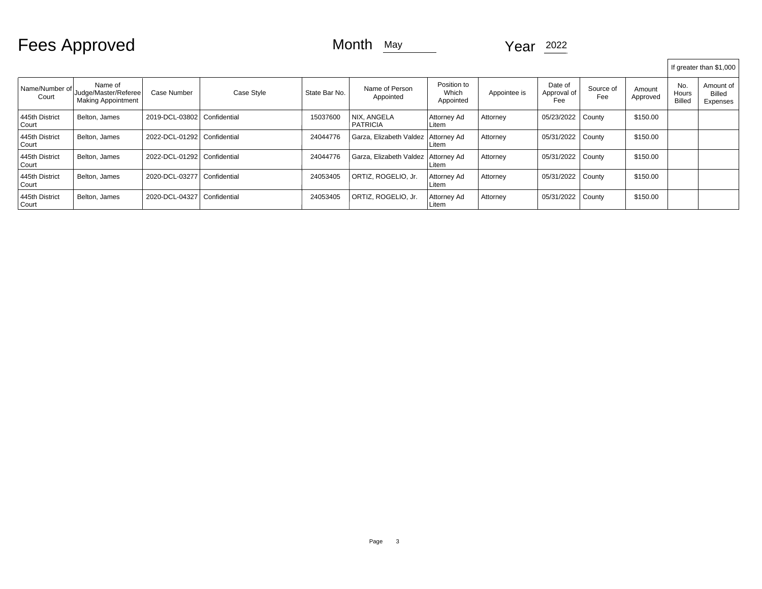# Fees Approved

Month May Year 2022

| Name/Number of Court | Name of Judge/Master/Referee Making Appointment | Case Number | Case Style | State Bar No. | Name of Person Appointed | Position to Which Appointed | Appointee is | Date of Approval of Fee | Source of Fee | Amount Approved | If greater than $1,000 | |
|---|---|---|---|---|---|---|---|---|---|---|---|---|
| | | | | | | | | | | | No. Hours Billed | Amount of Billed Expenses |
| 445th District Court | Belton, James | 2019-DCL-03802 | Confidential | 15037600 | NIX, ANGELA PATRICIA | Attorney Ad Litem | Attorney | 05/23/2022 | County | $150.00 | | |
| 445th District Court | Belton, James | 2022-DCL-01292 | Confidential | 24044776 | Garza, Elizabeth Valdez | Attorney Ad Litem | Attorney | 05/31/2022 | County | $150.00 | | |
| 445th District Court | Belton, James | 2022-DCL-01292 | Confidential | 24044776 | Garza, Elizabeth Valdez | Attorney Ad Litem | Attorney | 05/31/2022 | County | $150.00 | | |
| 445th District Court | Belton, James | 2020-DCL-03277 | Confidential | 24053405 | ORTIZ, ROGELIO, Jr. | Attorney Ad Litem | Attorney | 05/31/2022 | County | $150.00 | | |
| 445th District Court | Belton, James | 2020-DCL-04327 | Confidential | 24053405 | ORTIZ, ROGELIO, Jr. | Attorney Ad Litem | Attorney | 05/31/2022 | County | $150.00 | | |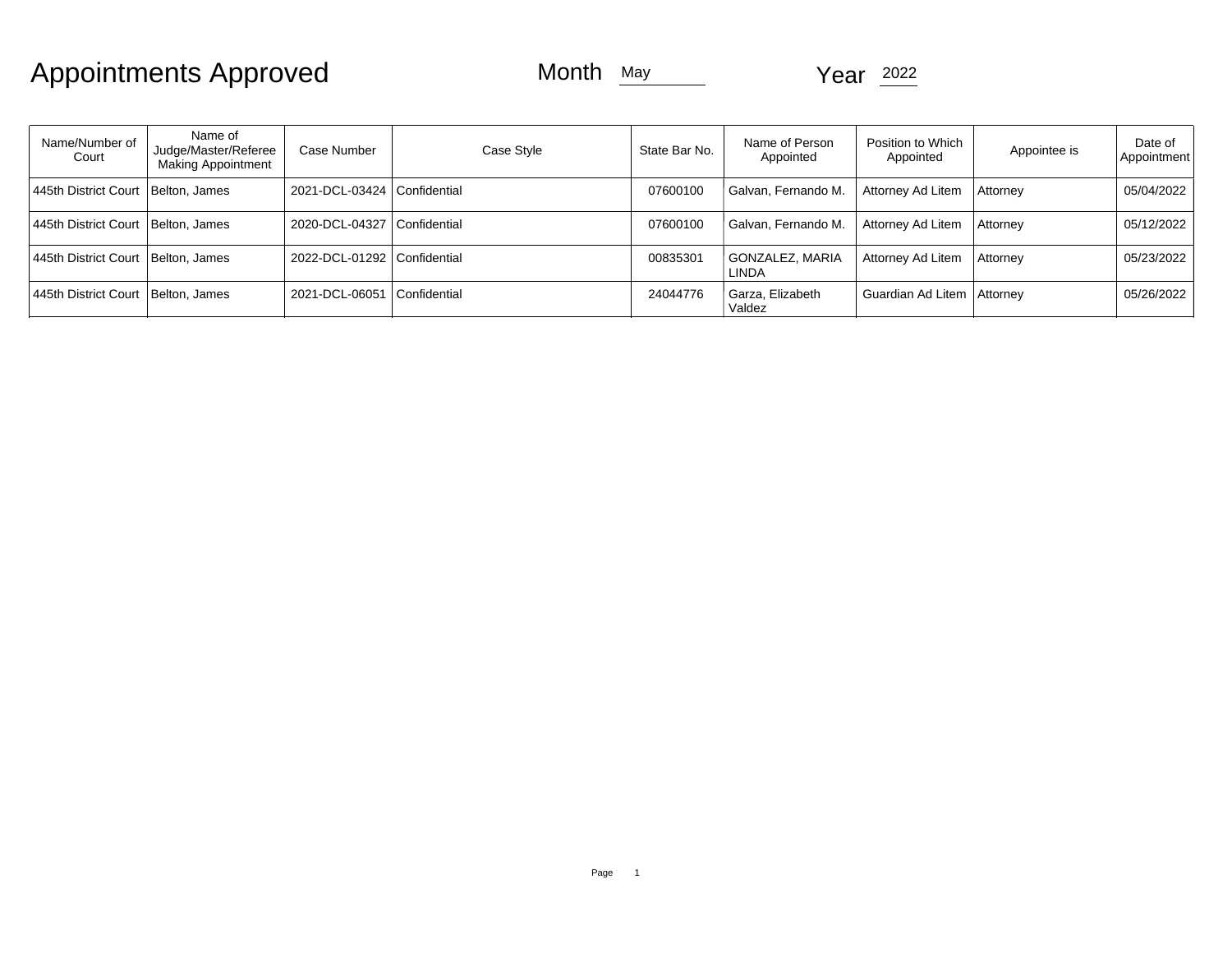# Appointments Approved

Month May Year 2022

| Name/Number of Court | Name of Judge/Master/Referee Making Appointment | Case Number | Case Style | State Bar No. | Name of Person Appointed | Position to Which Appointed | Appointee is | Date of Appointment |
|---|---|---|---|---|---|---|---|---|
| 445th District Court | Belton, James | 2021-DCL-03424 | Confidential | 07600100 | Galvan, Fernando M. | Attorney Ad Litem | Attorney | 05/04/2022 |
| 445th District Court | Belton, James | 2020-DCL-04327 | Confidential | 07600100 | Galvan, Fernando M. | Attorney Ad Litem | Attorney | 05/12/2022 |
| 445th District Court | Belton, James | 2022-DCL-01292 | Confidential | 00835301 | GONZALEZ, MARIA LINDA | Attorney Ad Litem | Attorney | 05/23/2022 |
| 445th District Court | Belton, James | 2021-DCL-06051 | Confidential | 24044776 | Garza, Elizabeth Valdez | Guardian Ad Litem | Attorney | 05/26/2022 |